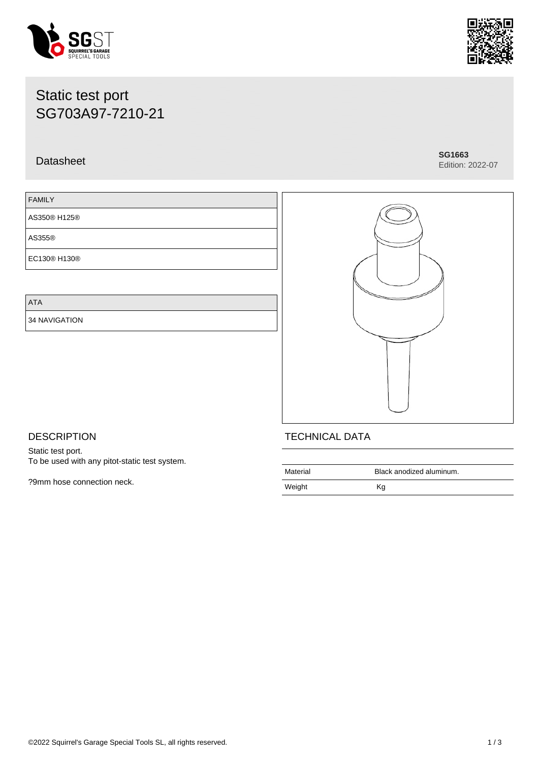# Static test port
# SG703A97-7210-21

Datasheet

**SG1663**
Edition: 2022-07

| FAMILY |
| --- |
| AS350® H125® |
| AS355® |
| EC130® H130® |

| ATA |
| --- |
| 34 NAVIGATION |

## DESCRIPTION

Static test port.
To be used with any pitot-static test system.

?9mm hose connection neck.

## TECHNICAL DATA

| | |
| --- | --- |
| Material | Black anodized aluminum. |
| Weight | Kg |

©2022 Squirrel's Garage Special Tools SL, all rights reserved.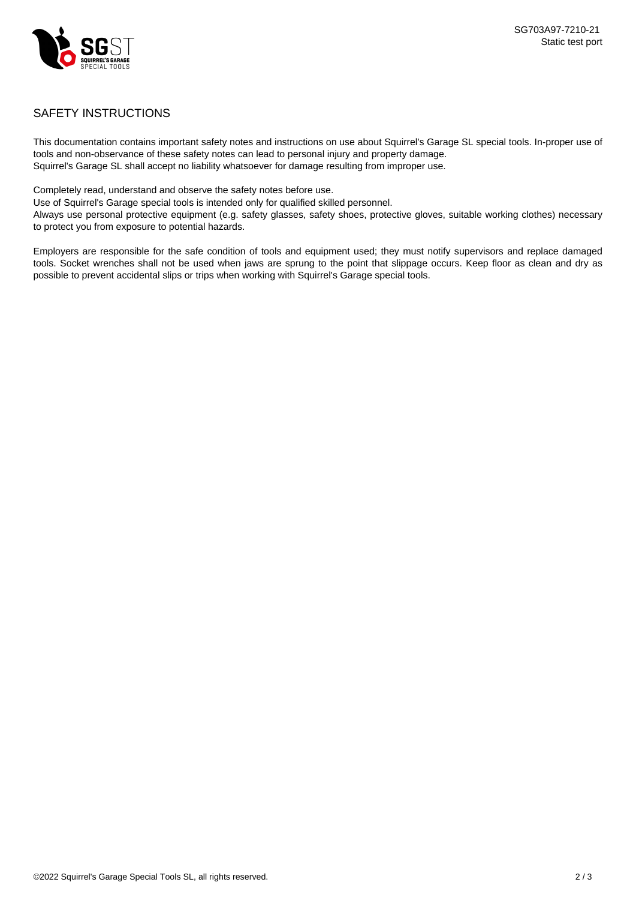## SAFETY INSTRUCTIONS

This documentation contains important safety notes and instructions on use about Squirrel's Garage SL special tools. In-proper use of tools and non-observance of these safety notes can lead to personal injury and property damage.
Squirrel's Garage SL shall accept no liability whatsoever for damage resulting from improper use.

Completely read, understand and observe the safety notes before use.
Use of Squirrel's Garage special tools is intended only for qualified skilled personnel.
Always use personal protective equipment (e.g. safety glasses, safety shoes, protective gloves, suitable working clothes) necessary to protect you from exposure to potential hazards.

Employers are responsible for the safe condition of tools and equipment used; they must notify supervisors and replace damaged tools. Socket wrenches shall not be used when jaws are sprung to the point that slippage occurs. Keep floor as clean and dry as possible to prevent accidental slips or trips when working with Squirrel's Garage special tools.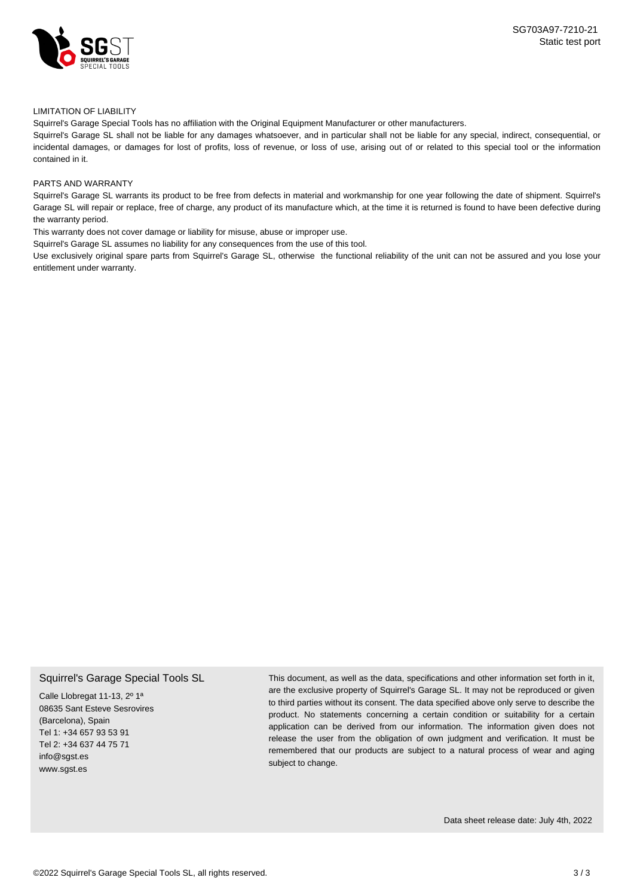## LIMITATION OF LIABILITY

Squirrel's Garage Special Tools has no affiliation with the Original Equipment Manufacturer or other manufacturers.

Squirrel's Garage SL shall not be liable for any damages whatsoever, and in particular shall not be liable for any special, indirect, consequential, or incidental damages, or damages for lost of profits, loss of revenue, or loss of use, arising out of or related to this special tool or the information contained in it.

## PARTS AND WARRANTY

Squirrel's Garage SL warrants its product to be free from defects in material and workmanship for one year following the date of shipment. Squirrel's Garage SL will repair or replace, free of charge, any product of its manufacture which, at the time it is returned is found to have been defective during the warranty period.

This warranty does not cover damage or liability for misuse, abuse or improper use.

Squirrel's Garage SL assumes no liability for any consequences from the use of this tool.

Use exclusively original spare parts from Squirrel's Garage SL, otherwise the functional reliability of the unit can not be assured and you lose your entitlement under warranty.

### Squirrel's Garage Special Tools SL

Calle Llobregat 11-13, 2º 1ª
08635 Sant Esteve Sesrovires
(Barcelona), Spain
Tel 1: +34 657 93 53 91
Tel 2: +34 637 44 75 71
info@sgst.es
www.sgst.es

This document, as well as the data, specifications and other information set forth in it, are the exclusive property of Squirrel's Garage SL. It may not be reproduced or given to third parties without its consent. The data specified above only serve to describe the product. No statements concerning a certain condition or suitability for a certain application can be derived from our information. The information given does not release the user from the obligation of own judgment and verification. It must be remembered that our products are subject to a natural process of wear and aging subject to change.

Data sheet release date: July 4th, 2022

©2022 Squirrel's Garage Special Tools SL, all rights reserved.